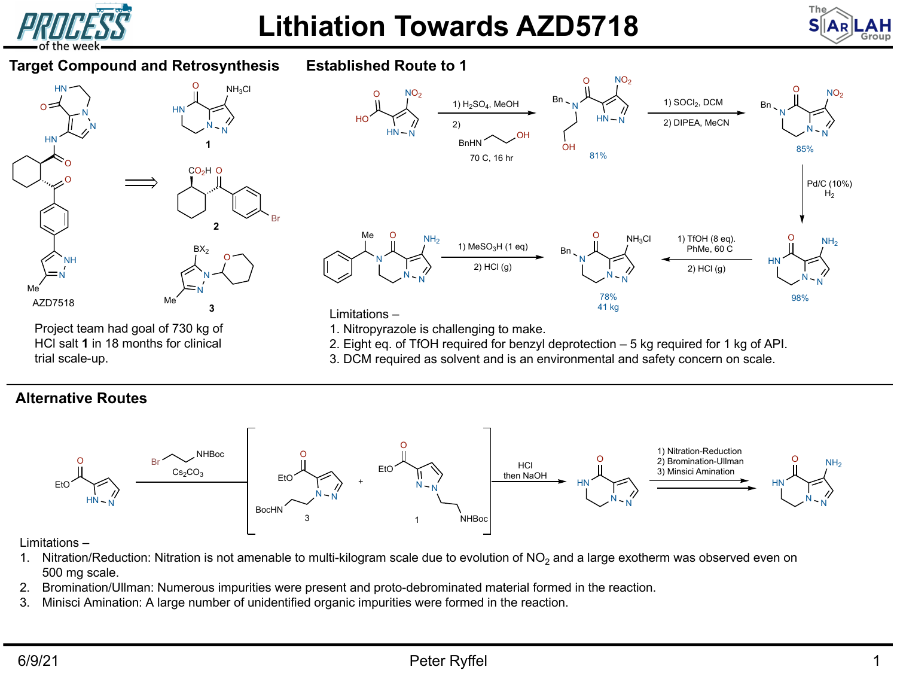# Lithiation Towards AZD5718

## Target Compound and Retrosynthesis

AZD7518

**1**

**2**

**3**

Project team had goal of 730 kg of HCl salt **1** in 18 months for clinical trial scale-up.

## Established Route to 1

1) $H_2SO_4$, MeOH
2) BnHN–CH$_2$CH$_2$–OH, 70 C, 16 hr — 81%

1) $SOCl_2$, DCM
2) DIPEA, MeCN — 85%

Pd/C (10%), $H_2$ — 98%

1) TfOH (8 eq). PhMe, 60 C
2) HCl (g) — 78%, 41 kg

1) $MeSO_3H$ (1 eq)
2) HCl (g)

Limitations –

1. Nitropyrazole is challenging to make.
2. Eight eq. of TfOH required for benzyl deprotection – 5 kg required for 1 kg of API.
3. DCM required as solvent and is an environmental and safety concern on scale.

## Alternative Routes

Br–CH$_2$CH$_2$–NHBoc, $Cs_2CO_3$ → [3 + 1]

HCl then NaOH

1) Nitration-Reduction
2) Bromination-Ullman
3) Minsici Amination

Limitations –

1. Nitration/Reduction: Nitration is not amenable to multi-kilogram scale due to evolution of $NO_2$ and a large exotherm was observed even on 500 mg scale.
2. Bromination/Ullman: Numerous impurities were present and proto-debrominated material formed in the reaction.
3. Minsici Amination: A large number of unidentified organic impurities were formed in the reaction.

6/9/21 Peter Ryffel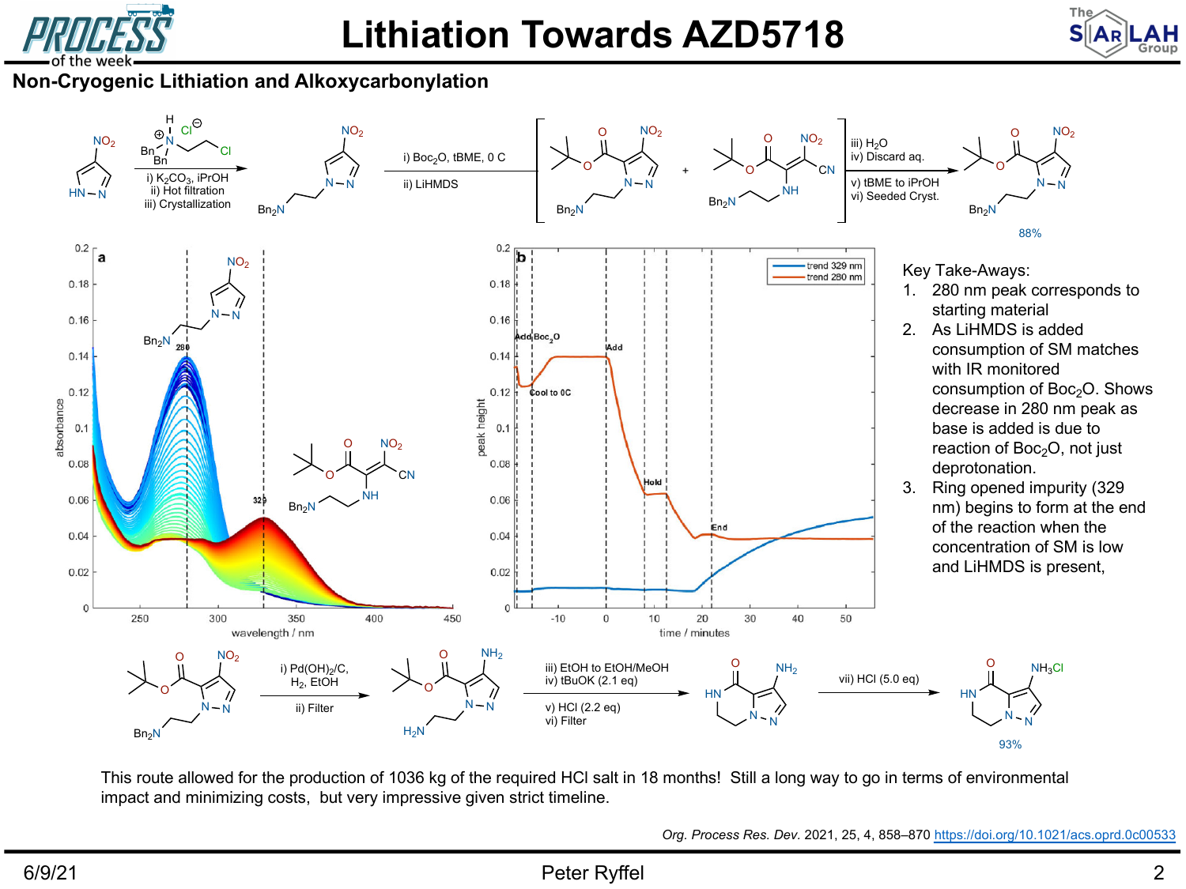# Lithiation Towards AZD5718

## Non-Cryogenic Lithiation and Alkoxycarbonylation

i) $K_2CO_3$, iPrOH
ii) Hot filtration
iii) Crystallization

i) $Boc_2O$, tBME, 0 C
ii) LiHMDS

iii) $H_2O$
iv) Discard aq.
v) tBME to iPrOH
vi) Seeded Cryst.

88%

a

wavelength / nm

absorbance

b

Add $Boc_2O$

Cool to 0C

Add

Hold

End

trend 329 nm
trend 280 nm

time / minutes

peak height

Key Take-Aways:

1. 280 nm peak corresponds to starting material
2. As LiHMDS is added consumption of SM matches with IR monitored consumption of $Boc_2O$. Shows decrease in 280 nm peak as base is added is due to reaction of $Boc_2O$, not just deprotonation.
3. Ring opened impurity (329 nm) begins to form at the end of the reaction when the concentration of SM is low and LiHMDS is present,

i) $Pd(OH)_2/C$, $H_2$, EtOH
ii) Filter

iii) EtOH to EtOH/MeOH
iv) tBuOK (2.1 eq)
v) HCl (2.2 eq)
vi) Filter

vii) HCl (5.0 eq)

93%

This route allowed for the production of 1036 kg of the required HCl salt in 18 months! Still a long way to go in terms of environmental impact and minimizing costs, but very impressive given strict timeline.

*Org. Process Res. Dev.* 2021, 25, 4, 858–870 https://doi.org/10.1021/acs.oprd.0c00533